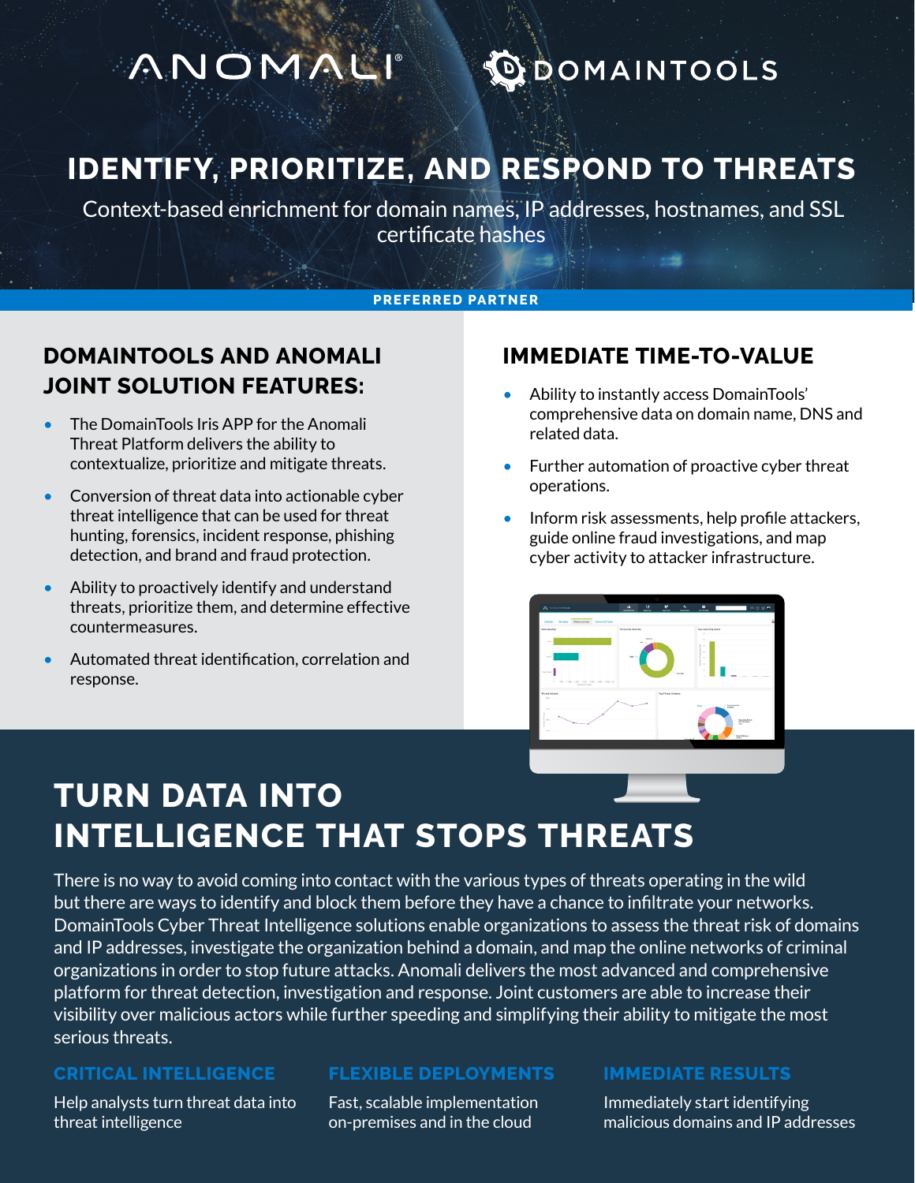ANOMALI® DOMAINTOOLS

# IDENTIFY, PRIORITIZE, AND RESPOND TO THREATS

Context-based enrichment for domain names, IP addresses, hostnames, and SSL certificate hashes

PREFERRED PARTNER

## DOMAINTOOLS AND ANOMALI JOINT SOLUTION FEATURES:

- The DomainTools Iris APP for the Anomali Threat Platform delivers the ability to contextualize, prioritize and mitigate threats.
- Conversion of threat data into actionable cyber threat intelligence that can be used for threat hunting, forensics, incident response, phishing detection, and brand and fraud protection.
- Ability to proactively identify and understand threats, prioritize them, and determine effective countermeasures.
- Automated threat identification, correlation and response.

## IMMEDIATE TIME-TO-VALUE

- Ability to instantly access DomainTools' comprehensive data on domain name, DNS and related data.
- Further automation of proactive cyber threat operations.
- Inform risk assessments, help profile attackers, guide online fraud investigations, and map cyber activity to attacker infrastructure.

## TURN DATA INTO INTELLIGENCE THAT STOPS THREATS

There is no way to avoid coming into contact with the various types of threats operating in the wild but there are ways to identify and block them before they have a chance to infiltrate your networks. DomainTools Cyber Threat Intelligence solutions enable organizations to assess the threat risk of domains and IP addresses, investigate the organization behind a domain, and map the online networks of criminal organizations in order to stop future attacks. Anomali delivers the most advanced and comprehensive platform for threat detection, investigation and response. Joint customers are able to increase their visibility over malicious actors while further speeding and simplifying their ability to mitigate the most serious threats.

### CRITICAL INTELLIGENCE

Help analysts turn threat data into threat intelligence

### FLEXIBLE DEPLOYMENTS

Fast, scalable implementation on-premises and in the cloud

### IMMEDIATE RESULTS

Immediately start identifying malicious domains and IP addresses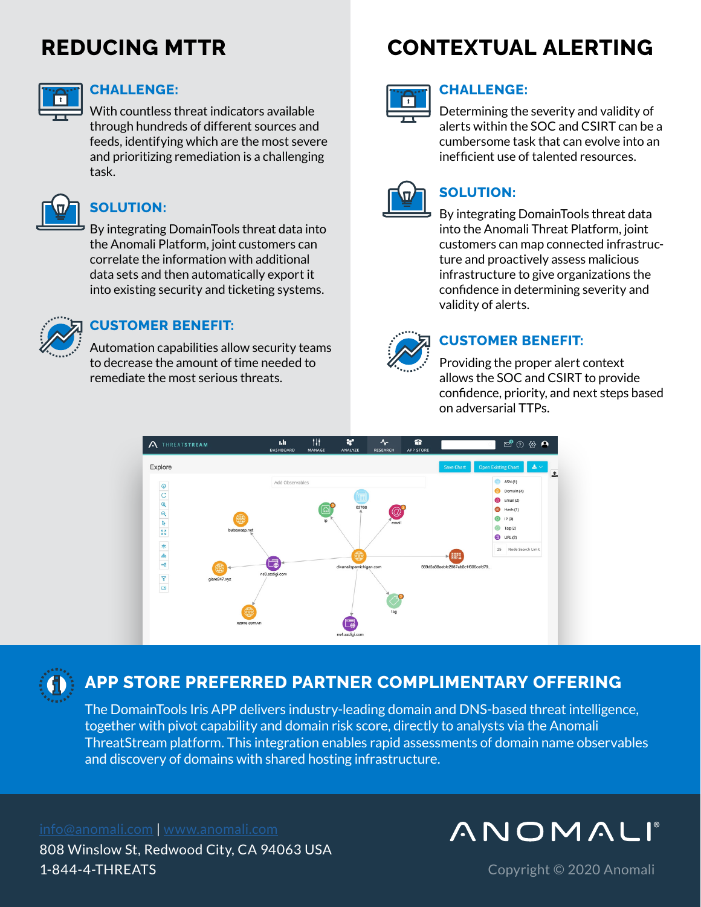## REDUCING MTTR

### CHALLENGE:

With countless threat indicators available through hundreds of different sources and feeds, identifying which are the most severe and prioritizing remediation is a challenging task.

### SOLUTION:

By integrating DomainTools threat data into the Anomali Platform, joint customers can correlate the information with additional data sets and then automatically export it into existing security and ticketing systems.

### CUSTOMER BENEFIT:

Automation capabilities allow security teams to decrease the amount of time needed to remediate the most serious threats.

## CONTEXTUAL ALERTING

### CHALLENGE:

Determining the severity and validity of alerts within the SOC and CSIRT can be a cumbersome task that can evolve into an inefficient use of talented resources.

### SOLUTION:

By integrating DomainTools threat data into the Anomali Threat Platform, joint customers can map connected infrastructure and proactively assess malicious infrastructure to give organizations the confidence in determining severity and validity of alerts.

### CUSTOMER BENEFIT:

Providing the proper alert context allows the SOC and CSIRT to provide confidence, priority, and next steps based on adversarial TTPs.

## APP STORE PREFERRED PARTNER COMPLIMENTARY OFFERING

The DomainTools Iris APP delivers industry-leading domain and DNS-based threat intelligence, together with pivot capability and domain risk score, directly to analysts via the Anomali ThreatStream platform. This integration enables rapid assessments of domain name observables and discovery of domains with shared hosting infrastructure.

info@anomali.com | www.anomali.com
808 Winslow St, Redwood City, CA 94063 USA
1-844-4-THREATS

ANOMALI®

Copyright © 2020 Anomali